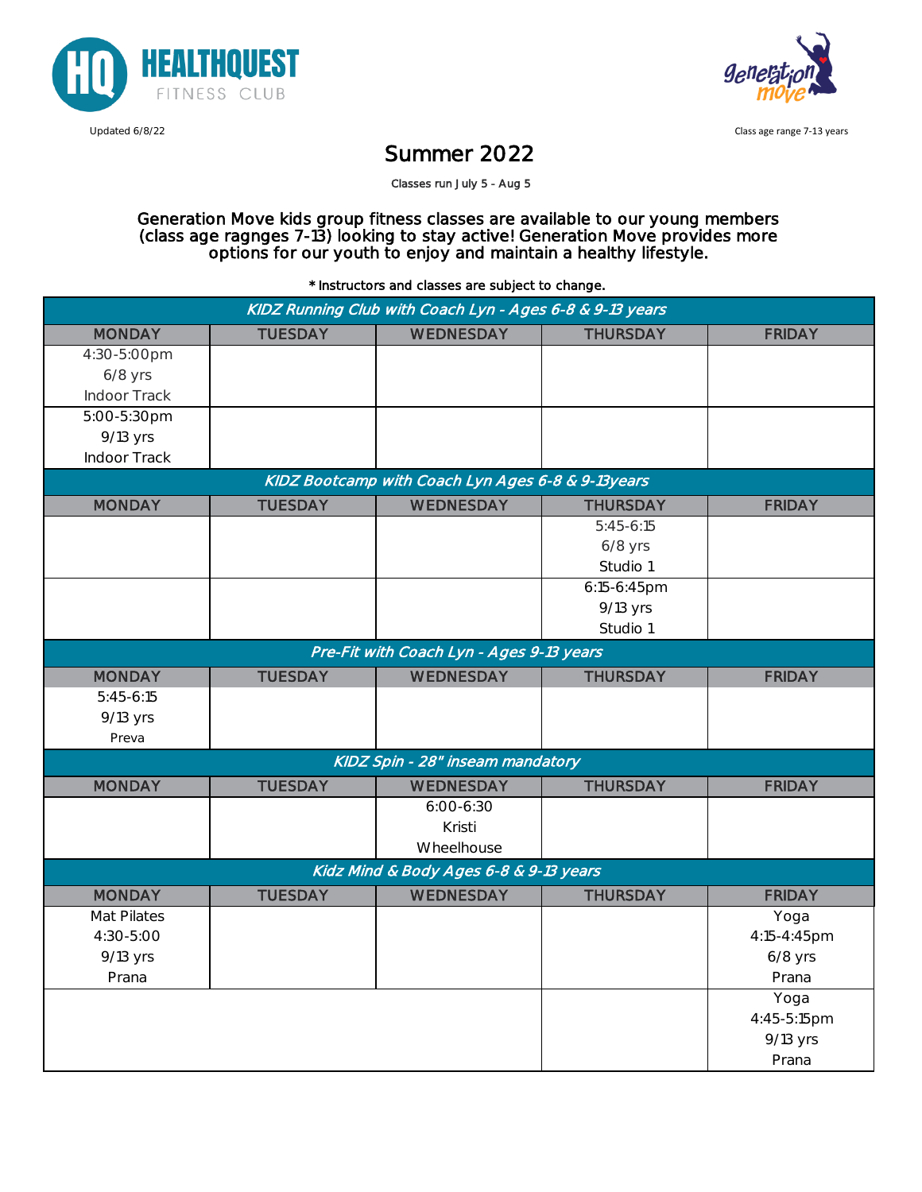HEALTHQUEST FITNESS CLUB

Updated 6/8/22

Class age range 7-13 years

# Summer 2022

Classes run July 5 - Aug 5

Generation Move kids group fitness classes are available to our young members (class age ragnges 7-13) looking to stay active! Generation Move provides more options for our youth to enjoy and maintain a healthy lifestyle.

* Instructors and classes are subject to change.

| *KIDZ Running Club with Coach Lyn - Ages 6-8 & 9-13 years* | | | | |
|---|---|---|---|---|
| **MONDAY** | **TUESDAY** | **WEDNESDAY** | **THURSDAY** | **FRIDAY** |
| 4:30-5:00pm<br>6/8 yrs<br>Indoor Track | | | | |
| 5:00-5:30pm<br>9/13 yrs<br>Indoor Track | | | | |
| *KIDZ Bootcamp with Coach Lyn Ages 6-8 & 9-13years* | | | | |
| **MONDAY** | **TUESDAY** | **WEDNESDAY** | **THURSDAY** | **FRIDAY** |
| | | | 5:45-6:15<br>6/8 yrs<br>Studio 1 | |
| | | | 6:15-6:45pm<br>9/13 yrs<br>Studio 1 | |
| *Pre-Fit with Coach Lyn - Ages 9-13 years* | | | | |
| **MONDAY** | **TUESDAY** | **WEDNESDAY** | **THURSDAY** | **FRIDAY** |
| 5:45-6:15<br>9/13 yrs<br>Preva | | | | |
| *KIDZ Spin - 28" inseam mandatory* | | | | |
| **MONDAY** | **TUESDAY** | **WEDNESDAY** | **THURSDAY** | **FRIDAY** |
| | | 6:00-6:30<br>Kristi<br>Wheelhouse | | |
| *Kidz Mind & Body Ages 6-8 & 9-13 years* | | | | |
| **MONDAY** | **TUESDAY** | **WEDNESDAY** | **THURSDAY** | **FRIDAY** |
| Mat Pilates<br>4:30-5:00<br>9/13 yrs<br>Prana | | | | Yoga<br>4:15-4:45pm<br>6/8 yrs<br>Prana |
| | | | | Yoga<br>4:45-5:15pm<br>9/13 yrs<br>Prana |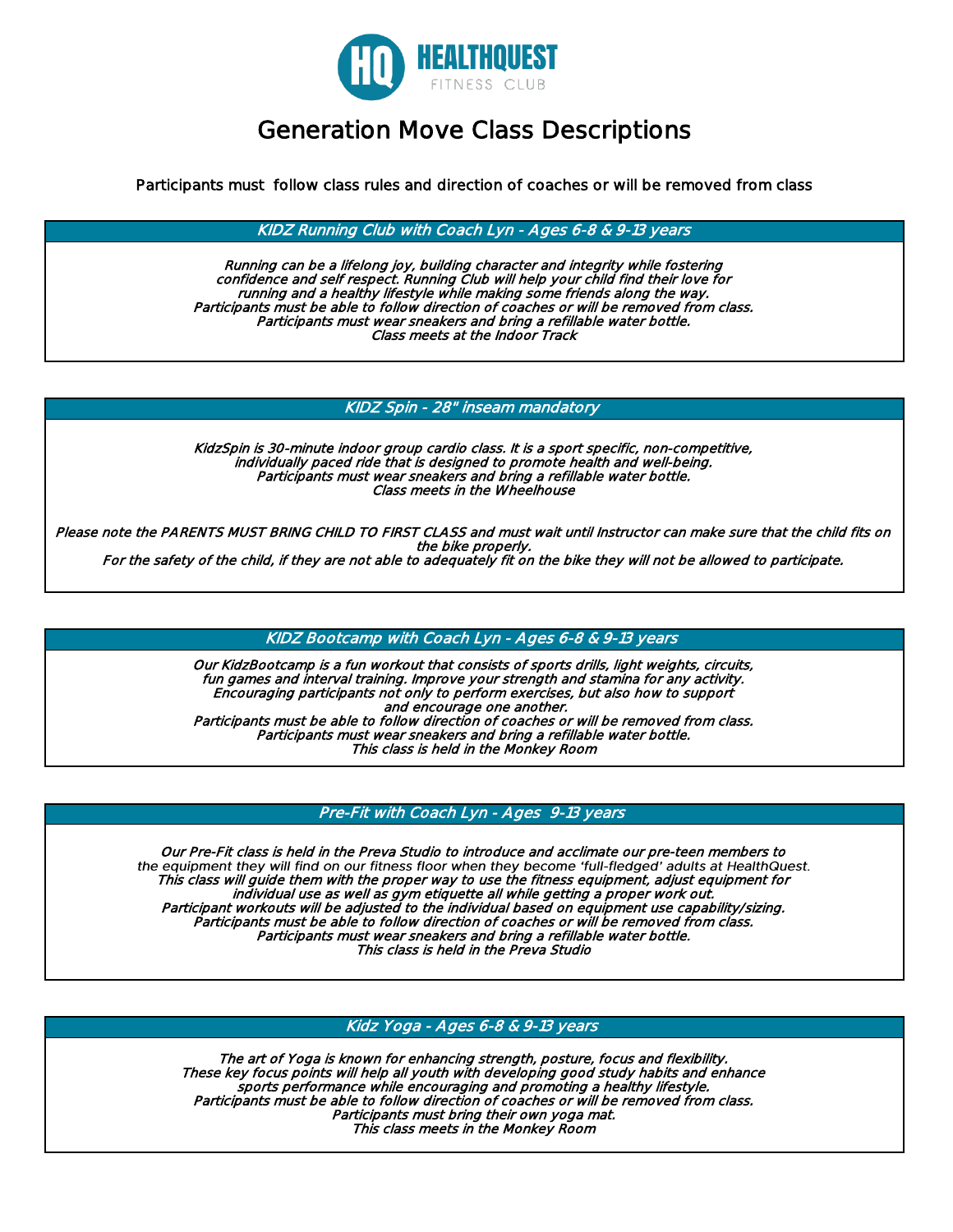HQ HEALTHQUEST FITNESS CLUB

# Generation Move Class Descriptions

Participants must follow class rules and direction of coaches or will be removed from class

## *KIDZ Running Club with Coach Lyn - Ages 6-8 & 9-13 years*

*Running can be a lifelong joy, building character and integrity while fostering confidence and self respect. Running Club will help your child find their love for running and a healthy lifestyle while making some friends along the way. Participants must be able to follow direction of coaches or will be removed from class. Participants must wear sneakers and bring a refillable water bottle. Class meets at the Indoor Track*

## *KIDZ Spin - 28" inseam mandatory*

*KidzSpin is 30-minute indoor group cardio class. It is a sport specific, non-competitive, individually paced ride that is designed to promote health and well-being. Participants must wear sneakers and bring a refillable water bottle. Class meets in the Wheelhouse*

*Please note the PARENTS MUST BRING CHILD TO FIRST CLASS and must wait until Instructor can make sure that the child fits on the bike properly. For the safety of the child, if they are not able to adequately fit on the bike they will not be allowed to participate.*

## *KIDZ Bootcamp with Coach Lyn - Ages 6-8 & 9-13 years*

*Our KidzBootcamp is a fun workout that consists of sports drills, light weights, circuits, fun games and interval training. Improve your strength and stamina for any activity. Encouraging participants not only to perform exercises, but also how to support and encourage one another. Participants must be able to follow direction of coaches or will be removed from class. Participants must wear sneakers and bring a refillable water bottle. This class is held in the Monkey Room*

## *Pre-Fit with Coach Lyn - Ages 9-13 years*

*Our Pre-Fit class is held in the Preva Studio to introduce and acclimate our pre-teen members to the equipment they will find on our fitness floor when they become 'full-fledged' adults at HealthQuest. This class will guide them with the proper way to use the fitness equipment, adjust equipment for individual use as well as gym etiquette all while getting a proper work out. Participant workouts will be adjusted to the individual based on equipment use capability/sizing. Participants must be able to follow direction of coaches or will be removed from class. Participants must wear sneakers and bring a refillable water bottle. This class is held in the Preva Studio*

## *Kidz Yoga - Ages 6-8 & 9-13 years*

*The art of Yoga is known for enhancing strength, posture, focus and flexibility. These key focus points will help all youth with developing good study habits and enhance sports performance while encouraging and promoting a healthy lifestyle. Participants must be able to follow direction of coaches or will be removed from class. Participants must bring their own yoga mat. This class meets in the Monkey Room*